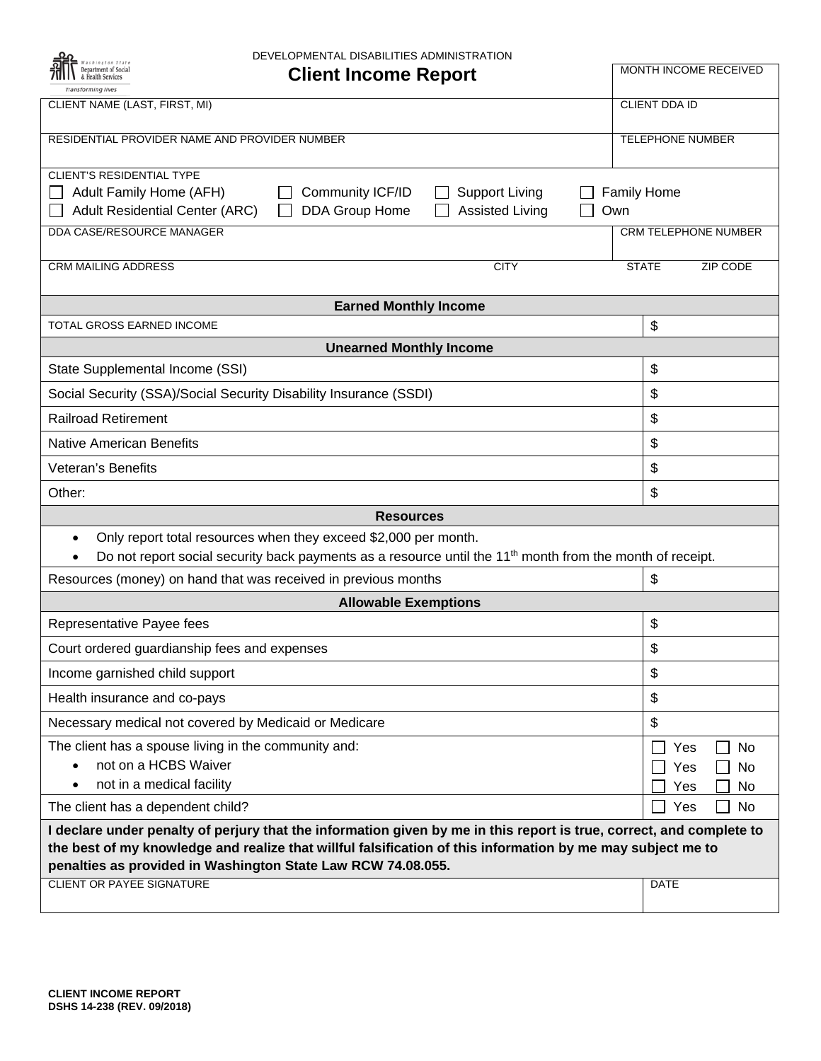DEVELOPMENTAL DISABILITIES ADMINISTRATION

# Client Income Report

| | |
|---|---|
| | MONTH INCOME RECEIVED |
| CLIENT NAME (LAST, FIRST, MI) | CLIENT DDA ID |
| RESIDENTIAL PROVIDER NAME AND PROVIDER NUMBER | TELEPHONE NUMBER |

CLIENT'S RESIDENTIAL TYPE

- ☐ Adult Family Home (AFH) ☐ Community ICF/ID ☐ Support Living ☐ Family Home
- ☐ Adult Residential Center (ARC) ☐ DDA Group Home ☐ Assisted Living ☐ Own

| | | | |
|---|---|---|---|
| DDA CASE/RESOURCE MANAGER | | CRM TELEPHONE NUMBER | |
| CRM MAILING ADDRESS | CITY | STATE | ZIP CODE |

| Earned Monthly Income | |
|---|---|
| TOTAL GROSS EARNED INCOME | $ |
| **Unearned Monthly Income** | |
| State Supplemental Income (SSI) | $ |
| Social Security (SSA)/Social Security Disability Insurance (SSDI) | $ |
| Railroad Retirement | $ |
| Native American Benefits | $ |
| Veteran's Benefits | $ |
| Other: | $ |

**Resources**

- Only report total resources when they exceed $2,000 per month.
- Do not report social security back payments as a resource until the 11th month from the month of receipt.

| | |
|---|---|
| Resources (money) on hand that was received in previous months | $ |
| **Allowable Exemptions** | |
| Representative Payee fees | $ |
| Court ordered guardianship fees and expenses | $ |
| Income garnished child support | $ |
| Health insurance and co-pays | $ |
| Necessary medical not covered by Medicaid or Medicare | $ |
| The client has a spouse living in the community and: | ☐ Yes ☐ No |
| • not on a HCBS Waiver | ☐ Yes ☐ No |
| • not in a medical facility | ☐ Yes ☐ No |
| The client has a dependent child? | ☐ Yes ☐ No |

**I declare under penalty of perjury that the information given by me in this report is true, correct, and complete to the best of my knowledge and realize that willful falsification of this information by me may subject me to penalties as provided in Washington State Law RCW 74.08.055.**

| CLIENT OR PAYEE SIGNATURE | DATE |
|---|---|
| | |

**CLIENT INCOME REPORT**
**DSHS 14-238 (REV. 09/2018)**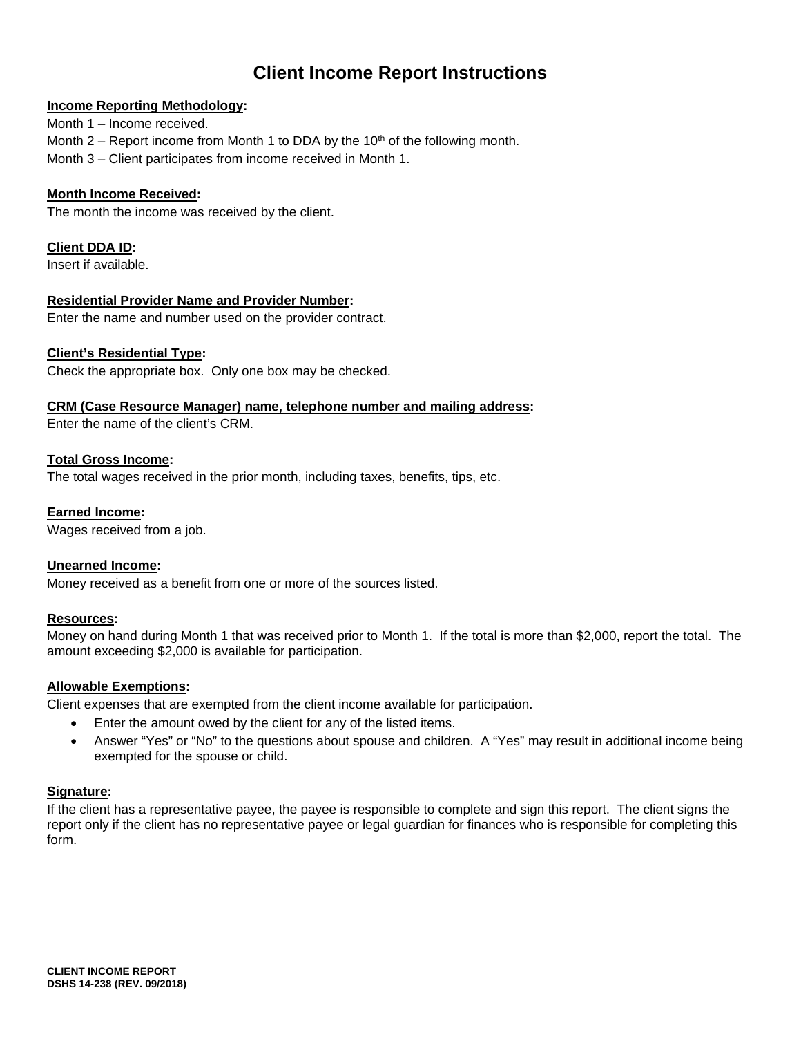# Client Income Report Instructions

**Income Reporting Methodology:**

Month 1 – Income received.

Month 2 – Report income from Month 1 to DDA by the 10th of the following month.

Month 3 – Client participates from income received in Month 1.

**Month Income Received:**

The month the income was received by the client.

**Client DDA ID:**

Insert if available.

**Residential Provider Name and Provider Number:**

Enter the name and number used on the provider contract.

**Client's Residential Type:**

Check the appropriate box. Only one box may be checked.

**CRM (Case Resource Manager) name, telephone number and mailing address:**

Enter the name of the client's CRM.

**Total Gross Income:**

The total wages received in the prior month, including taxes, benefits, tips, etc.

**Earned Income:**

Wages received from a job.

**Unearned Income:**

Money received as a benefit from one or more of the sources listed.

**Resources:**

Money on hand during Month 1 that was received prior to Month 1. If the total is more than $2,000, report the total. The amount exceeding $2,000 is available for participation.

**Allowable Exemptions:**

Client expenses that are exempted from the client income available for participation.

- Enter the amount owed by the client for any of the listed items.
- Answer "Yes" or "No" to the questions about spouse and children. A "Yes" may result in additional income being exempted for the spouse or child.

**Signature:**

If the client has a representative payee, the payee is responsible to complete and sign this report. The client signs the report only if the client has no representative payee or legal guardian for finances who is responsible for completing this form.